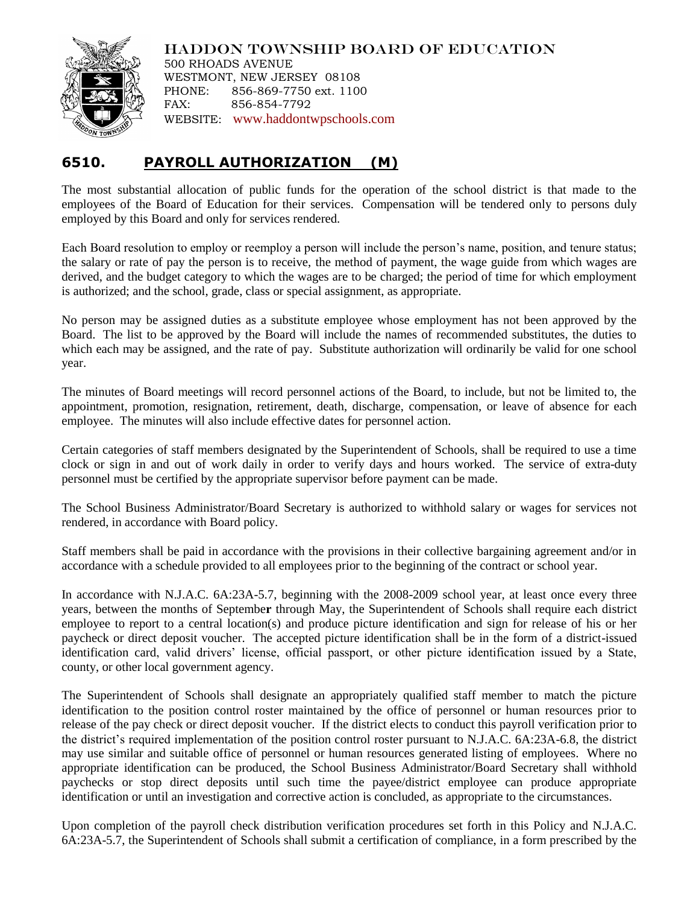HADDON TOWNSHIP BOARD OF EDUCATION
500 RHOADS AVENUE
WESTMONT, NEW JERSEY 08108
PHONE: 856-869-7750 ext. 1100
FAX: 856-854-7792
WEBSITE: www.haddontwpschools.com

# 6510. PAYROLL AUTHORIZATION (M)

The most substantial allocation of public funds for the operation of the school district is that made to the employees of the Board of Education for their services. Compensation will be tendered only to persons duly employed by this Board and only for services rendered.

Each Board resolution to employ or reemploy a person will include the person's name, position, and tenure status; the salary or rate of pay the person is to receive, the method of payment, the wage guide from which wages are derived, and the budget category to which the wages are to be charged; the period of time for which employment is authorized; and the school, grade, class or special assignment, as appropriate.

No person may be assigned duties as a substitute employee whose employment has not been approved by the Board. The list to be approved by the Board will include the names of recommended substitutes, the duties to which each may be assigned, and the rate of pay. Substitute authorization will ordinarily be valid for one school year.

The minutes of Board meetings will record personnel actions of the Board, to include, but not be limited to, the appointment, promotion, resignation, retirement, death, discharge, compensation, or leave of absence for each employee. The minutes will also include effective dates for personnel action.

Certain categories of staff members designated by the Superintendent of Schools, shall be required to use a time clock or sign in and out of work daily in order to verify days and hours worked. The service of extra-duty personnel must be certified by the appropriate supervisor before payment can be made.

The School Business Administrator/Board Secretary is authorized to withhold salary or wages for services not rendered, in accordance with Board policy.

Staff members shall be paid in accordance with the provisions in their collective bargaining agreement and/or in accordance with a schedule provided to all employees prior to the beginning of the contract or school year.

In accordance with N.J.A.C. 6A:23A-5.7, beginning with the 2008-2009 school year, at least once every three years, between the months of September through May, the Superintendent of Schools shall require each district employee to report to a central location(s) and produce picture identification and sign for release of his or her paycheck or direct deposit voucher. The accepted picture identification shall be in the form of a district-issued identification card, valid drivers' license, official passport, or other picture identification issued by a State, county, or other local government agency.

The Superintendent of Schools shall designate an appropriately qualified staff member to match the picture identification to the position control roster maintained by the office of personnel or human resources prior to release of the pay check or direct deposit voucher. If the district elects to conduct this payroll verification prior to the district's required implementation of the position control roster pursuant to N.J.A.C. 6A:23A-6.8, the district may use similar and suitable office of personnel or human resources generated listing of employees. Where no appropriate identification can be produced, the School Business Administrator/Board Secretary shall withhold paychecks or stop direct deposits until such time the payee/district employee can produce appropriate identification or until an investigation and corrective action is concluded, as appropriate to the circumstances.

Upon completion of the payroll check distribution verification procedures set forth in this Policy and N.J.A.C. 6A:23A-5.7, the Superintendent of Schools shall submit a certification of compliance, in a form prescribed by the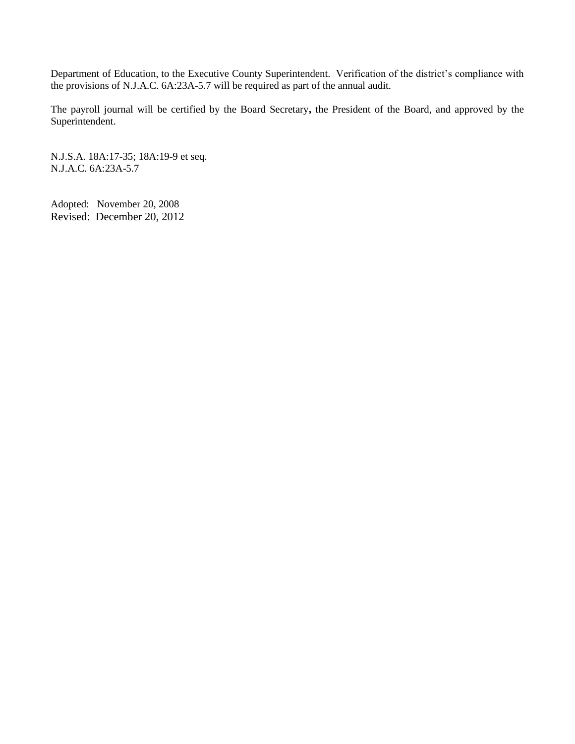Department of Education, to the Executive County Superintendent. Verification of the district's compliance with the provisions of N.J.A.C. 6A:23A-5.7 will be required as part of the annual audit.

The payroll journal will be certified by the Board Secretary**,** the President of the Board, and approved by the Superintendent.

N.J.S.A. 18A:17-35; 18A:19-9 et seq.
N.J.A.C. 6A:23A-5.7

Adopted: November 20, 2008
Revised: December 20, 2012